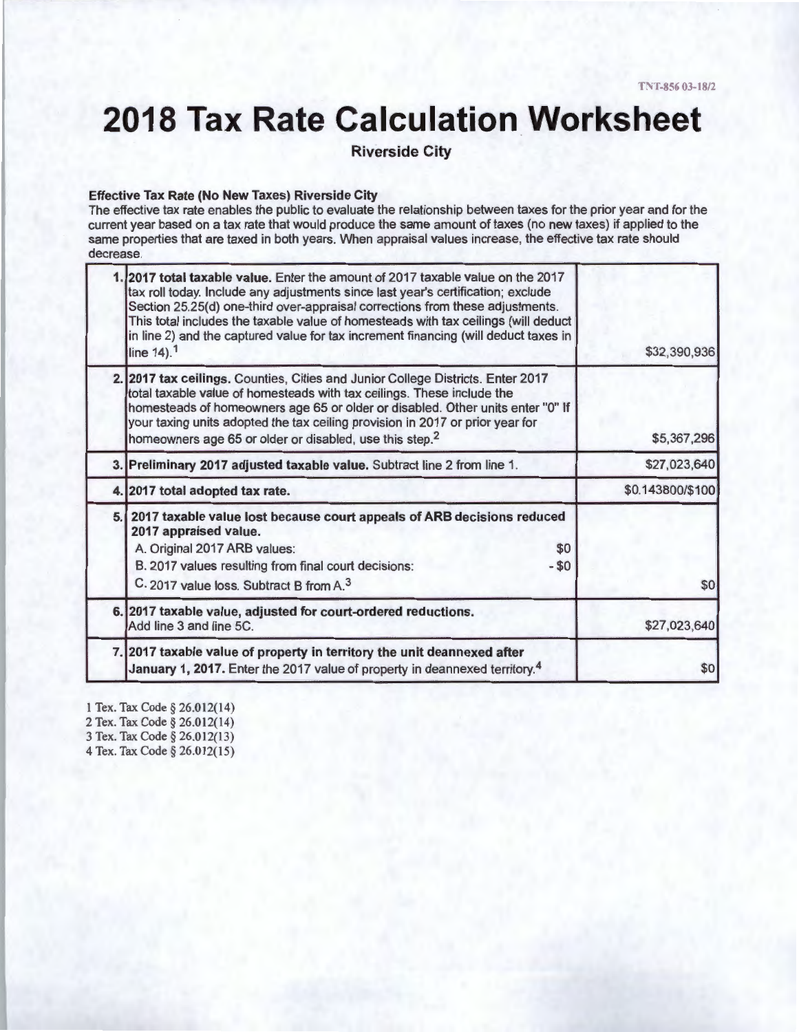# 2018 Tax Rate Calculation Worksheet

**Riverside City**

**Effective Tax Rate (No New Taxes) Riverside City**

The effective tax rate enables the public to evaluate the relationship between taxes for the prior year and for the current year based on a tax rate that would produce the same amount of taxes (no new taxes) if applied to the same properties that are taxed in both years. When appraisal values increase, the effective tax rate should decrease.

| | | |
|---|---|---|
| 1. | **2017 total taxable value.** Enter the amount of 2017 taxable value on the 2017 tax roll today. Include any adjustments since last year's certification; exclude Section 25.25(d) one-third over-appraisal corrections from these adjustments. This total includes the taxable value of homesteads with tax ceilings (will deduct in line 2) and the captured value for tax increment financing (will deduct taxes in line 14).[1] | $32,390,936 |
| 2. | **2017 tax ceilings.** Counties, Cities and Junior College Districts. Enter 2017 total taxable value of homesteads with tax ceilings. These include the homesteads of homeowners age 65 or older or disabled. Other units enter "0" If your taxing units adopted the tax ceiling provision in 2017 or prior year for homeowners age 65 or older or disabled, use this step.[2] | $5,367,296 |
| 3. | **Preliminary 2017 adjusted taxable value.** Subtract line 2 from line 1. | $27,023,640 |
| 4. | **2017 total adopted tax rate.** | $0.143800/$100 |
| 5. | **2017 taxable value lost because court appeals of ARB decisions reduced 2017 appraised value.**<br>A. Original 2017 ARB values: $0<br>B. 2017 values resulting from final court decisions: - $0<br>C. 2017 value loss. Subtract B from A.[3] | $0 |
| 6. | **2017 taxable value, adjusted for court-ordered reductions.** Add line 3 and line 5C. | $27,023,640 |
| 7. | **2017 taxable value of property in territory the unit deannexed after January 1, 2017.** Enter the 2017 value of property in deannexed territory.[4] | $0 |

1 Tex. Tax Code § 26.012(14)
2 Tex. Tax Code § 26.012(14)
3 Tex. Tax Code § 26.012(13)
4 Tex. Tax Code § 26.012(15)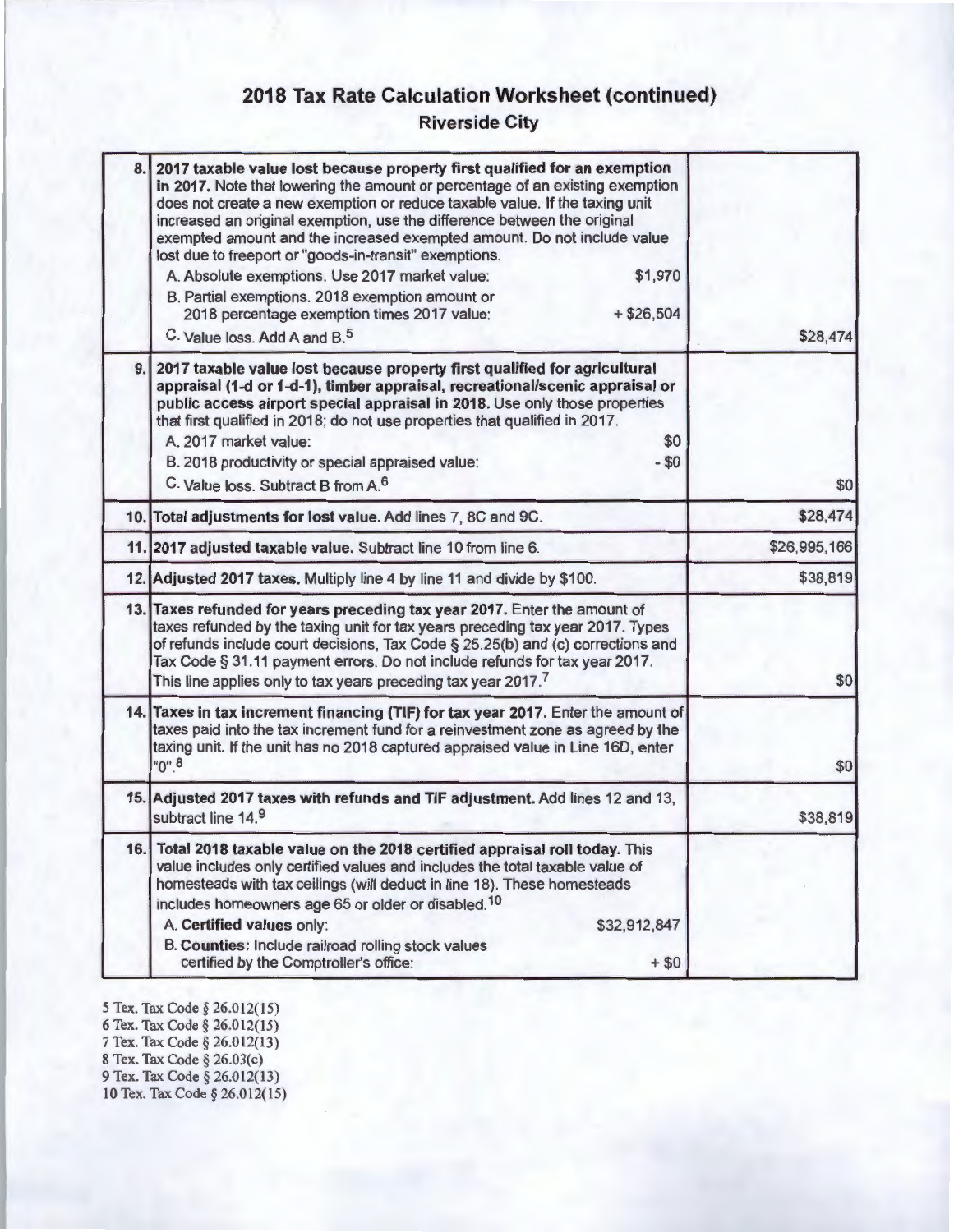# 2018 Tax Rate Calculation Worksheet (continued)

## Riverside City

| | | |
|---|---|---|
| 8. | **2017 taxable value lost because property first qualified for an exemption in 2017.** Note that lowering the amount or percentage of an existing exemption does not create a new exemption or reduce taxable value. If the taxing unit increased an original exemption, use the difference between the original exempted amount and the increased exempted amount. Do not include value lost due to freeport or "goods-in-transit" exemptions.<br>A. Absolute exemptions. Use 2017 market value: $1,970<br>B. Partial exemptions. 2018 exemption amount or 2018 percentage exemption times 2017 value: + $26,504<br>C. Value loss. Add A and B.[5] | $28,474 |
| 9. | **2017 taxable value lost because property first qualified for agricultural appraisal (1-d or 1-d-1), timber appraisal, recreational/scenic appraisal or public access airport special appraisal in 2018.** Use only those properties that first qualified in 2018; do not use properties that qualified in 2017.<br>A. 2017 market value: $0<br>B. 2018 productivity or special appraised value: - $0<br>C. Value loss. Subtract B from A.[6] | $0 |
| 10. | **Total adjustments for lost value.** Add lines 7, 8C and 9C. | $28,474 |
| 11. | **2017 adjusted taxable value.** Subtract line 10 from line 6. | $26,995,166 |
| 12. | **Adjusted 2017 taxes.** Multiply line 4 by line 11 and divide by $100. | $38,819 |
| 13. | **Taxes refunded for years preceding tax year 2017.** Enter the amount of taxes refunded by the taxing unit for tax years preceding tax year 2017. Types of refunds include court decisions, Tax Code § 25.25(b) and (c) corrections and Tax Code § 31.11 payment errors. Do not include refunds for tax year 2017. This line applies only to tax years preceding tax year 2017.[7] | $0 |
| 14. | **Taxes in tax increment financing (TIF) for tax year 2017.** Enter the amount of taxes paid into the tax increment fund for a reinvestment zone as agreed by the taxing unit. If the unit has no 2018 captured appraised value in Line 16D, enter "0".[8] | $0 |
| 15. | **Adjusted 2017 taxes with refunds and TIF adjustment.** Add lines 12 and 13, subtract line 14.[9] | $38,819 |
| 16. | **Total 2018 taxable value on the 2018 certified appraisal roll today.** This value includes only certified values and includes the total taxable value of homesteads with tax ceilings (will deduct in line 18). These homesteads includes homeowners age 65 or older or disabled.[10]<br>A. **Certified values** only: $32,912,847<br>B. **Counties:** Include railroad rolling stock values certified by the Comptroller's office: + $0 | |

5 Tex. Tax Code § 26.012(15)
6 Tex. Tax Code § 26.012(15)
7 Tex. Tax Code § 26.012(13)
8 Tex. Tax Code § 26.03(c)
9 Tex. Tax Code § 26.012(13)
10 Tex. Tax Code § 26.012(15)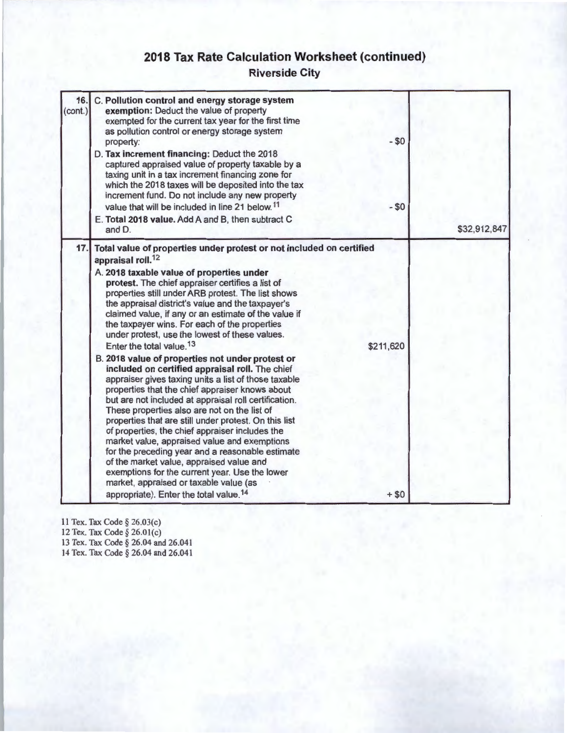# 2018 Tax Rate Calculation Worksheet (continued)

## Riverside City

| Line | Description | Amount | Total |
|---|---|---|---|
| 16. (cont.) | C. **Pollution control and energy storage system exemption:** Deduct the value of property exempted for the current tax year for the first time as pollution control or energy storage system property: | - $0 | |
| | D. **Tax increment financing:** Deduct the 2018 captured appraised value of property taxable by a taxing unit in a tax increment financing zone for which the 2018 taxes will be deposited into the tax increment fund. Do not include any new property value that will be included in line 21 below.[11] | - $0 | |
| | E. **Total 2018 value.** Add A and B, then subtract C and D. | | $32,912,847 |
| 17. | **Total value of properties under protest or not included on certified appraisal roll.**[12] | | |
| | A. **2018 taxable value of properties under protest.** The chief appraiser certifies a list of properties still under ARB protest. The list shows the appraisal district's value and the taxpayer's claimed value, if any or an estimate of the value if the taxpayer wins. For each of the properties under protest, use the lowest of these values. Enter the total value.[13] | $211,620 | |
| | B. **2018 value of properties not under protest or included on certified appraisal roll.** The chief appraiser gives taxing units a list of those taxable properties that the chief appraiser knows about but are not included at appraisal roll certification. These properties also are not on the list of properties that are still under protest. On this list of properties, the chief appraiser includes the market value, appraised value and exemptions for the preceding year and a reasonable estimate of the market value, appraised value and exemptions for the current year. Use the lower market, appraised or taxable value (as appropriate). Enter the total value.[14] | + $0 | |

11 Tex. Tax Code § 26.03(c)
12 Tex. Tax Code § 26.01(c)
13 Tex. Tax Code § 26.04 and 26.041
14 Tex. Tax Code § 26.04 and 26.041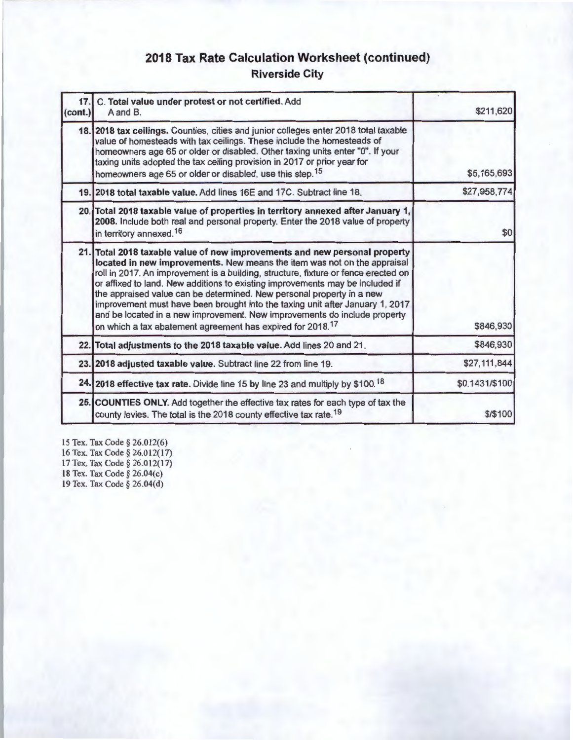## 2018 Tax Rate Calculation Worksheet (continued)
### Riverside City

| | | |
|---|---|---|
| 17. (cont.) | C. **Total value under protest or not certified.** Add A and B. | $211,620 |
| 18. | **2018 tax ceilings.** Counties, cities and junior colleges enter 2018 total taxable value of homesteads with tax ceilings. These include the homesteads of homeowners age 65 or older or disabled. Other taxing units enter "0". If your taxing units adopted the tax ceiling provision in 2017 or prior year for homeowners age 65 or older or disabled, use this step.[15] | $5,165,693 |
| 19. | **2018 total taxable value.** Add lines 16E and 17C. Subtract line 18. | $27,958,774 |
| 20. | **Total 2018 taxable value of properties in territory annexed after January 1, 2008.** Include both real and personal property. Enter the 2018 value of property in territory annexed.[16] | $0 |
| 21. | **Total 2018 taxable value of new improvements and new personal property located in new improvements.** New means the item was not on the appraisal roll in 2017. An improvement is a building, structure, fixture or fence erected on or affixed to land. New additions to existing improvements may be included if the appraised value can be determined. New personal property in a new improvement must have been brought into the taxing unit after January 1, 2017 and be located in a new improvement. New improvements do include property on which a tax abatement agreement has expired for 2018.[17] | $846,930 |
| 22. | **Total adjustments to the 2018 taxable value.** Add lines 20 and 21. | $846,930 |
| 23. | **2018 adjusted taxable value.** Subtract line 22 from line 19. | $27,111,844 |
| 24. | **2018 effective tax rate.** Divide line 15 by line 23 and multiply by $100.[18] | $0.1431/$100 |
| 25. | **COUNTIES ONLY.** Add together the effective tax rates for each type of tax the county levies. The total is the 2018 county effective tax rate.[19] | $/$100 |

15 Tex. Tax Code § 26.012(6)
16 Tex. Tax Code § 26.012(17)
17 Tex. Tax Code § 26.012(17)
18 Tex. Tax Code § 26.04(c)
19 Tex. Tax Code § 26.04(d)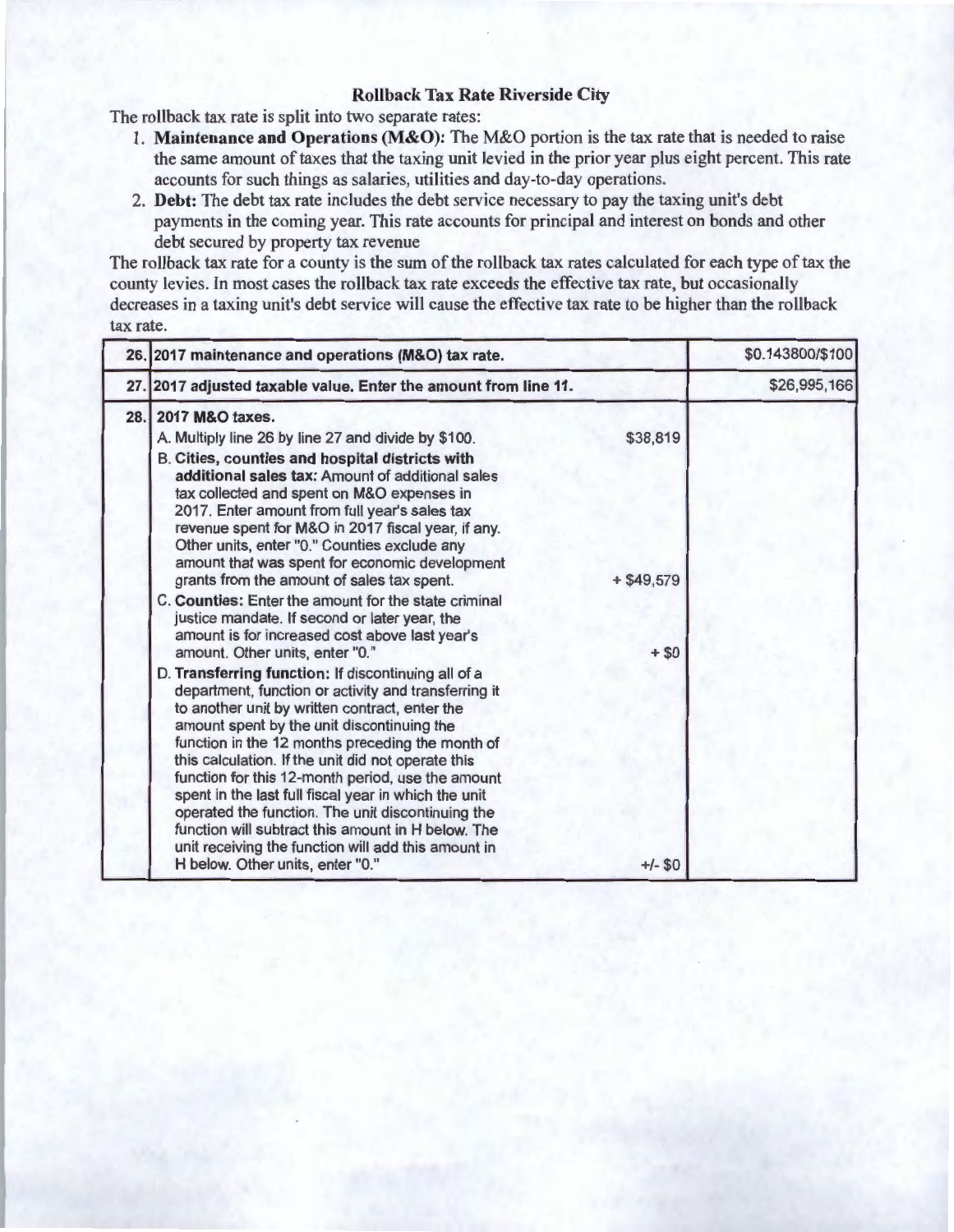## Rollback Tax Rate Riverside City

The rollback tax rate is split into two separate rates:

1. **Maintenance and Operations (M&O):** The M&O portion is the tax rate that is needed to raise the same amount of taxes that the taxing unit levied in the prior year plus eight percent. This rate accounts for such things as salaries, utilities and day-to-day operations.
2. **Debt:** The debt tax rate includes the debt service necessary to pay the taxing unit's debt payments in the coming year. This rate accounts for principal and interest on bonds and other debt secured by property tax revenue

The rollback tax rate for a county is the sum of the rollback tax rates calculated for each type of tax the county levies. In most cases the rollback tax rate exceeds the effective tax rate, but occasionally decreases in a taxing unit's debt service will cause the effective tax rate to be higher than the rollback tax rate.

| | | | |
|---|---|---|---|
| 26. | **2017 maintenance and operations (M&O) tax rate.** | | $0.143800/$100 |
| 27. | **2017 adjusted taxable value. Enter the amount from line 11.** | | $26,995,166 |
| 28. | **2017 M&O taxes.** | | |
| | A. Multiply line 26 by line 27 and divide by $100. | $38,819 | |
| | B. **Cities, counties and hospital districts with additional sales tax:** Amount of additional sales tax collected and spent on M&O expenses in 2017. Enter amount from full year's sales tax revenue spent for M&O in 2017 fiscal year, if any. Other units, enter "0." Counties exclude any amount that was spent for economic development grants from the amount of sales tax spent. | + $49,579 | |
| | C. **Counties:** Enter the amount for the state criminal justice mandate. If second or later year, the amount is for increased cost above last year's amount. Other units, enter "0." | + $0 | |
| | D. **Transferring function:** If discontinuing all of a department, function or activity and transferring it to another unit by written contract, enter the amount spent by the unit discontinuing the function in the 12 months preceding the month of this calculation. If the unit did not operate this function for this 12-month period, use the amount spent in the last full fiscal year in which the unit operated the function. The unit discontinuing the function will subtract this amount in H below. The unit receiving the function will add this amount in H below. Other units, enter "0." | +/- $0 | |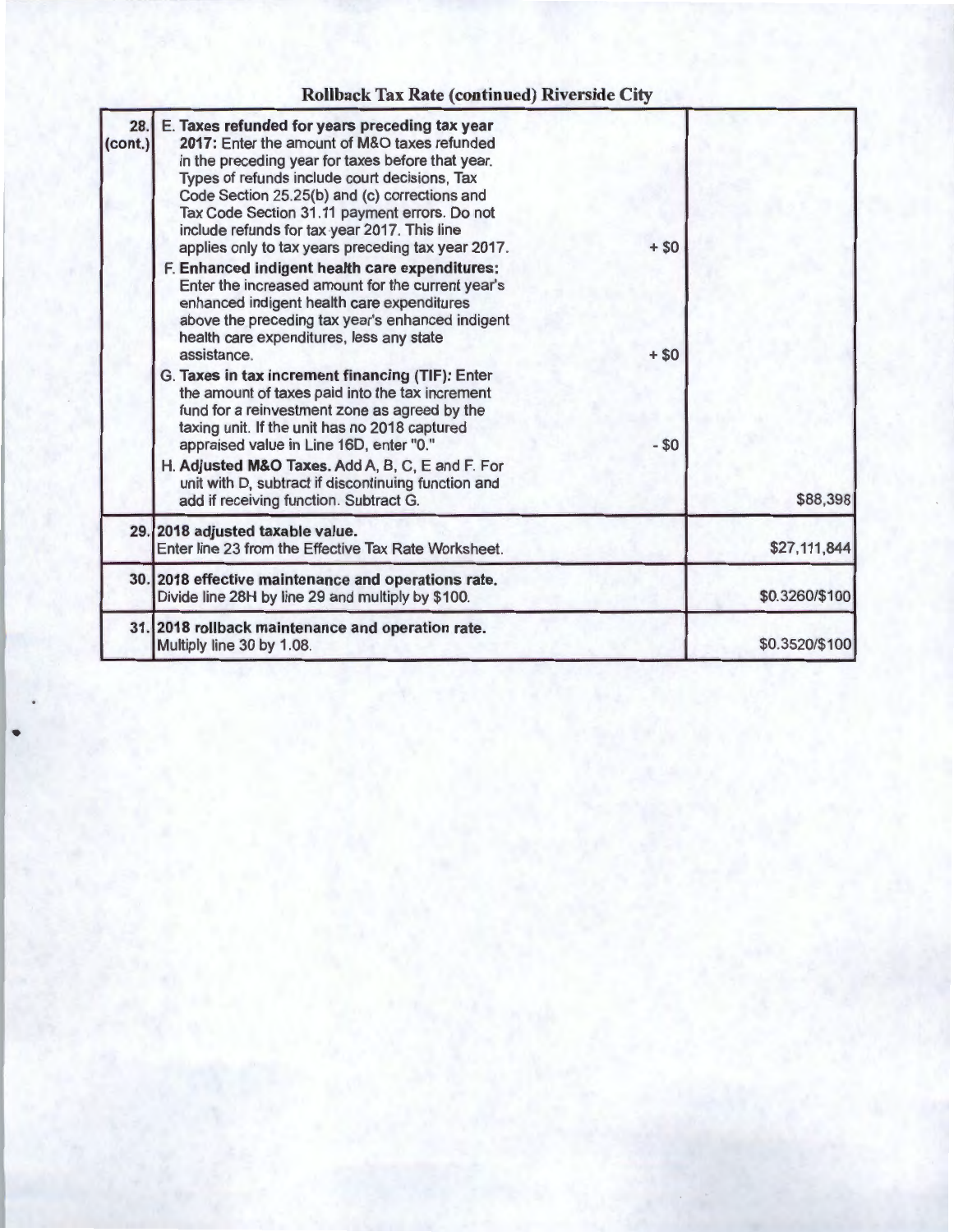## Rollback Tax Rate (continued) Riverside City

| | | | |
|---|---|---|---|
| 28. (cont.) | **E. Taxes refunded for years preceding tax year 2017:** Enter the amount of M&O taxes refunded in the preceding year for taxes before that year. Types of refunds include court decisions, Tax Code Section 25.25(b) and (c) corrections and Tax Code Section 31.11 payment errors. Do not include refunds for tax year 2017. This line applies only to tax years preceding tax year 2017. | + $0 | |
| | **F. Enhanced indigent health care expenditures:** Enter the increased amount for the current year's enhanced indigent health care expenditures above the preceding tax year's enhanced indigent health care expenditures, less any state assistance. | + $0 | |
| | **G. Taxes in tax increment financing (TIF):** Enter the amount of taxes paid into the tax increment fund for a reinvestment zone as agreed by the taxing unit. If the unit has no 2018 captured appraised value in Line 16D, enter "0." | - $0 | |
| | **H. Adjusted M&O Taxes.** Add A, B, C, E and F. For unit with D, subtract if discontinuing function and add if receiving function. Subtract G. | | $88,398 |
| 29. | **2018 adjusted taxable value.** Enter line 23 from the Effective Tax Rate Worksheet. | | $27,111,844 |
| 30. | **2018 effective maintenance and operations rate.** Divide line 28H by line 29 and multiply by $100. | | $0.3260/$100 |
| 31. | **2018 rollback maintenance and operation rate.** Multiply line 30 by 1.08. | | $0.3520/$100 |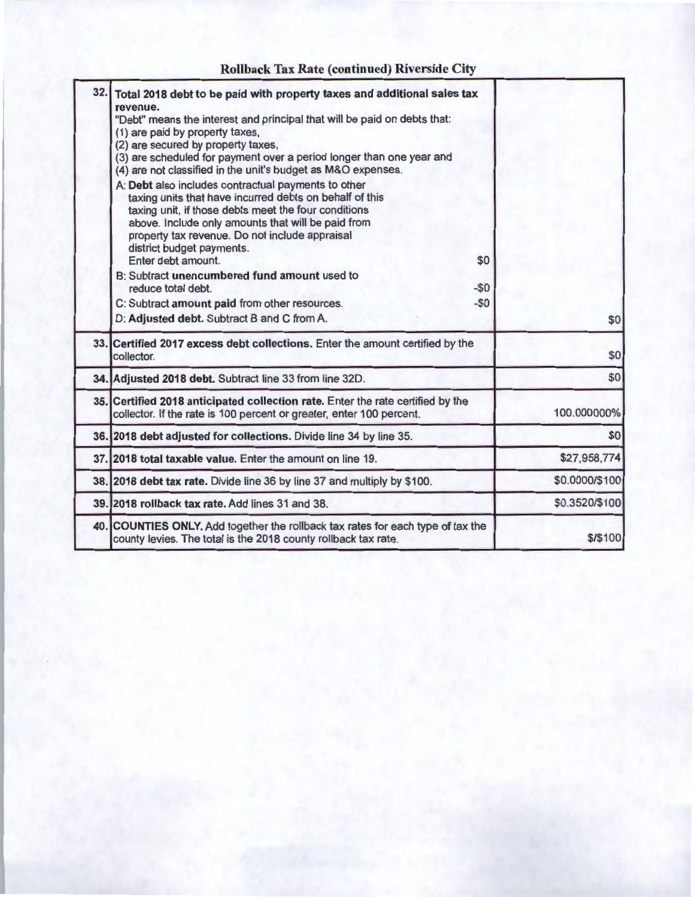## Rollback Tax Rate (continued) Riverside City

| Line | Description | Amount |
|---|---|---|
| 32. | **Total 2018 debt to be paid with property taxes and additional sales tax revenue.**<br>"Debt" means the interest and principal that will be paid on debts that:<br>(1) are paid by property taxes,<br>(2) are secured by property taxes,<br>(3) are scheduled for payment over a period longer than one year and<br>(4) are not classified in the unit's budget as M&O expenses.<br>A: **Debt** also includes contractual payments to other taxing units that have incurred debts on behalf of this taxing unit, if those debts meet the four conditions above. Include only amounts that will be paid from property tax revenue. Do not include appraisal district budget payments. Enter debt amount. $0<br>B: Subtract **unencumbered fund amount** used to reduce total debt. -$0<br>C: Subtract **amount paid** from other resources. -$0<br>D: **Adjusted debt.** Subtract B and C from A. | $0 |
| 33. | **Certified 2017 excess debt collections.** Enter the amount certified by the collector. | $0 |
| 34. | **Adjusted 2018 debt.** Subtract line 33 from line 32D. | $0 |
| 35. | **Certified 2018 anticipated collection rate.** Enter the rate certified by the collector. If the rate is 100 percent or greater, enter 100 percent. | 100.000000% |
| 36. | **2018 debt adjusted for collections.** Divide line 34 by line 35. | $0 |
| 37. | **2018 total taxable value.** Enter the amount on line 19. | $27,958,774 |
| 38. | **2018 debt tax rate.** Divide line 36 by line 37 and multiply by $100. | $0.0000/$100 |
| 39. | **2018 rollback tax rate.** Add lines 31 and 38. | $0.3520/$100 |
| 40. | **COUNTIES ONLY.** Add together the rollback tax rates for each type of tax the county levies. The total is the 2018 county rollback tax rate. | $/$100 |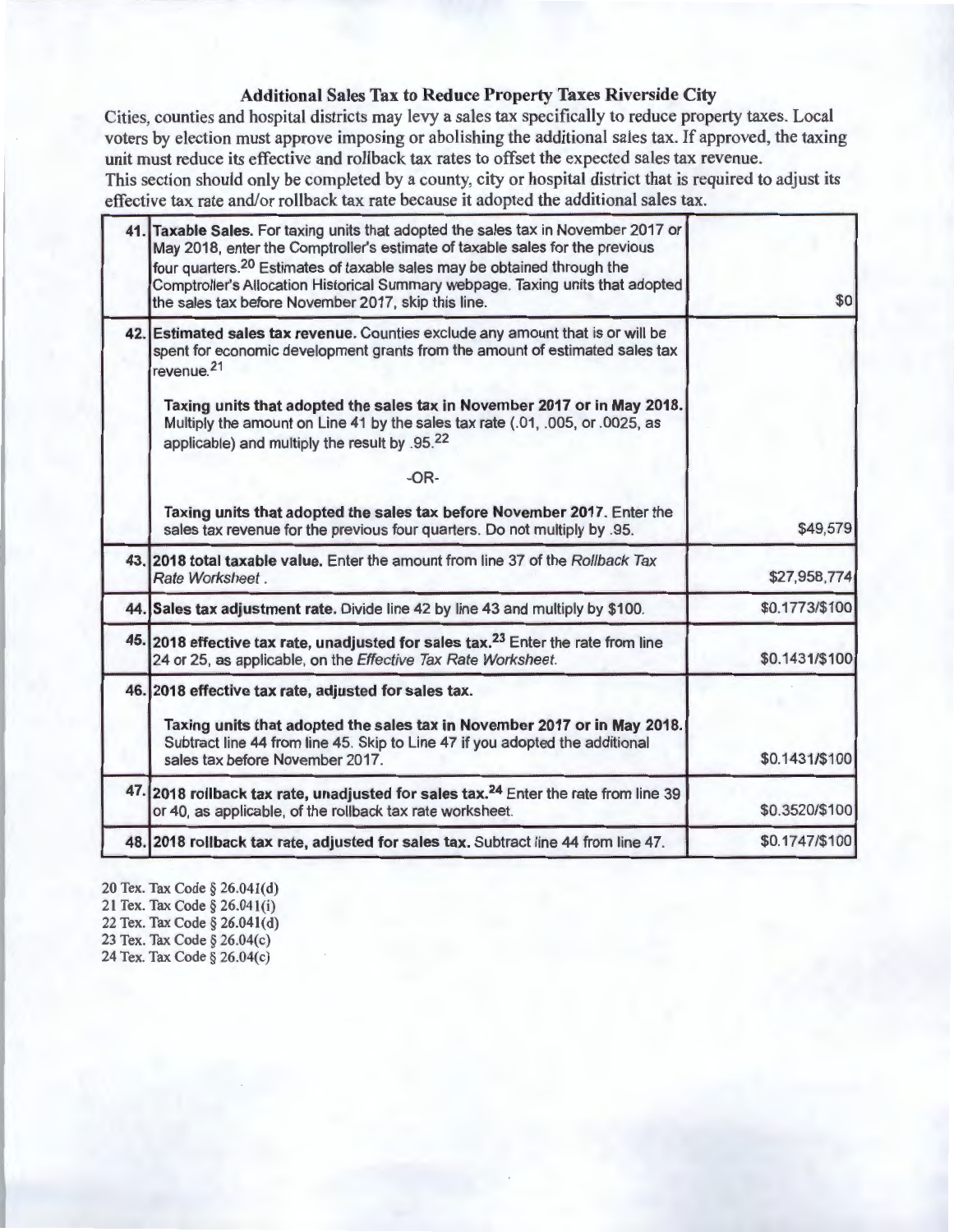## Additional Sales Tax to Reduce Property Taxes Riverside City

Cities, counties and hospital districts may levy a sales tax specifically to reduce property taxes. Local voters by election must approve imposing or abolishing the additional sales tax. If approved, the taxing unit must reduce its effective and rollback tax rates to offset the expected sales tax revenue.

This section should only be completed by a county, city or hospital district that is required to adjust its effective tax rate and/or rollback tax rate because it adopted the additional sales tax.

| Line | Description | Amount |
|---|---|---|
| 41. | **Taxable Sales.** For taxing units that adopted the sales tax in November 2017 or May 2018, enter the Comptroller's estimate of taxable sales for the previous four quarters.[20] Estimates of taxable sales may be obtained through the Comptroller's Allocation Historical Summary webpage. Taxing units that adopted the sales tax before November 2017, skip this line. | $0 |
| 42. | **Estimated sales tax revenue.** Counties exclude any amount that is or will be spent for economic development grants from the amount of estimated sales tax revenue.[21]<br><br>**Taxing units that adopted the sales tax in November 2017 or in May 2018.** Multiply the amount on Line 41 by the sales tax rate (.01, .005, or .0025, as applicable) and multiply the result by .95.[22]<br><br>-OR-<br><br>**Taxing units that adopted the sales tax before November 2017.** Enter the sales tax revenue for the previous four quarters. Do not multiply by .95. | $49,579 |
| 43. | **2018 total taxable value.** Enter the amount from line 37 of the *Rollback Tax Rate Worksheet*. | $27,958,774 |
| 44. | **Sales tax adjustment rate.** Divide line 42 by line 43 and multiply by $100. | $0.1773/$100 |
| 45. | **2018 effective tax rate, unadjusted for sales tax.**[23] Enter the rate from line 24 or 25, as applicable, on the *Effective Tax Rate Worksheet*. | $0.1431/$100 |
| 46. | **2018 effective tax rate, adjusted for sales tax.**<br><br>**Taxing units that adopted the sales tax in November 2017 or in May 2018.** Subtract line 44 from line 45. Skip to Line 47 if you adopted the additional sales tax before November 2017. | $0.1431/$100 |
| 47. | **2018 rollback tax rate, unadjusted for sales tax.**[24] Enter the rate from line 39 or 40, as applicable, of the rollback tax rate worksheet. | $0.3520/$100 |
| 48. | **2018 rollback tax rate, adjusted for sales tax.** Subtract line 44 from line 47. | $0.1747/$100 |

20 Tex. Tax Code § 26.041(d)
21 Tex. Tax Code § 26.041(i)
22 Tex. Tax Code § 26.041(d)
23 Tex. Tax Code § 26.04(c)
24 Tex. Tax Code § 26.04(c)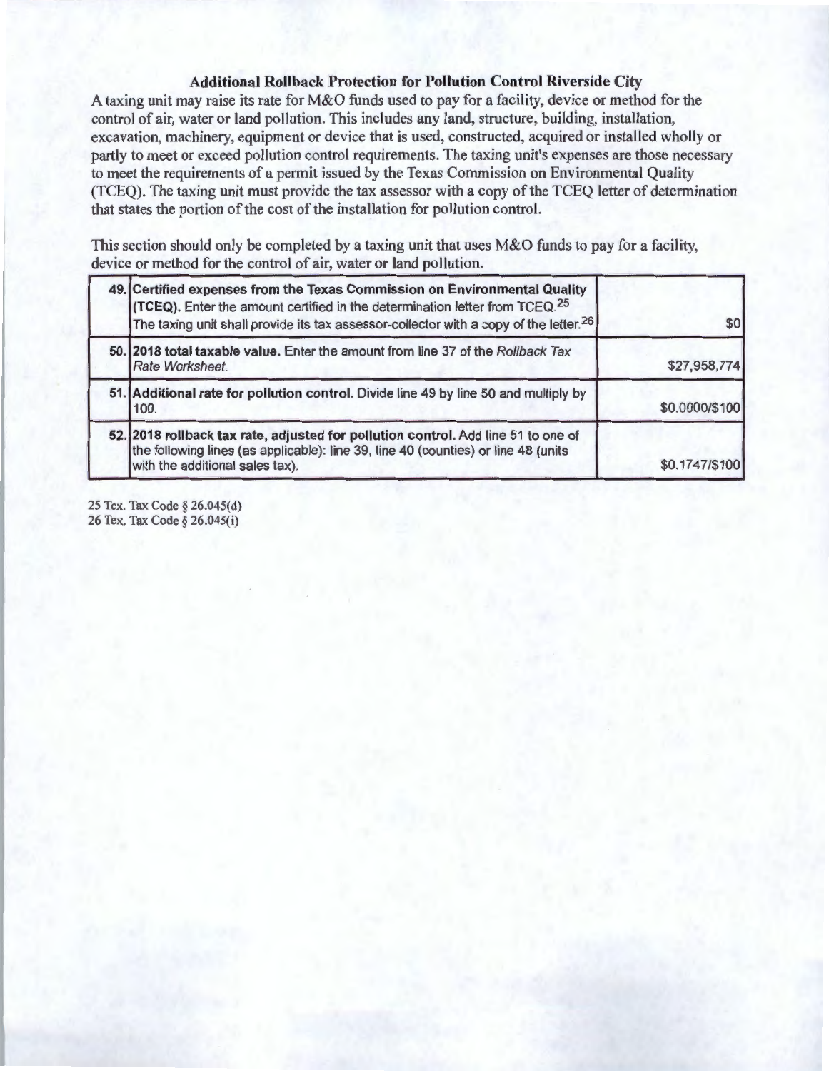## Additional Rollback Protection for Pollution Control Riverside City

A taxing unit may raise its rate for M&O funds used to pay for a facility, device or method for the control of air, water or land pollution. This includes any land, structure, building, installation, excavation, machinery, equipment or device that is used, constructed, acquired or installed wholly or partly to meet or exceed pollution control requirements. The taxing unit's expenses are those necessary to meet the requirements of a permit issued by the Texas Commission on Environmental Quality (TCEQ). The taxing unit must provide the tax assessor with a copy of the TCEQ letter of determination that states the portion of the cost of the installation for pollution control.

This section should only be completed by a taxing unit that uses M&O funds to pay for a facility, device or method for the control of air, water or land pollution.

| Line | Description | Amount |
|---|---|---|
| 49. | **Certified expenses from the Texas Commission on Environmental Quality (TCEQ).** Enter the amount certified in the determination letter from TCEQ.[25] The taxing unit shall provide its tax assessor-collector with a copy of the letter.[26] | $0 |
| 50. | **2018 total taxable value.** Enter the amount from line 37 of the *Rollback Tax Rate Worksheet.* | $27,958,774 |
| 51. | **Additional rate for pollution control.** Divide line 49 by line 50 and multiply by 100. | $0.0000/$100 |
| 52. | **2018 rollback tax rate, adjusted for pollution control.** Add line 51 to one of the following lines (as applicable): line 39, line 40 (counties) or line 48 (units with the additional sales tax). | $0.1747/$100 |

25 Tex. Tax Code § 26.045(d)
26 Tex. Tax Code § 26.045(i)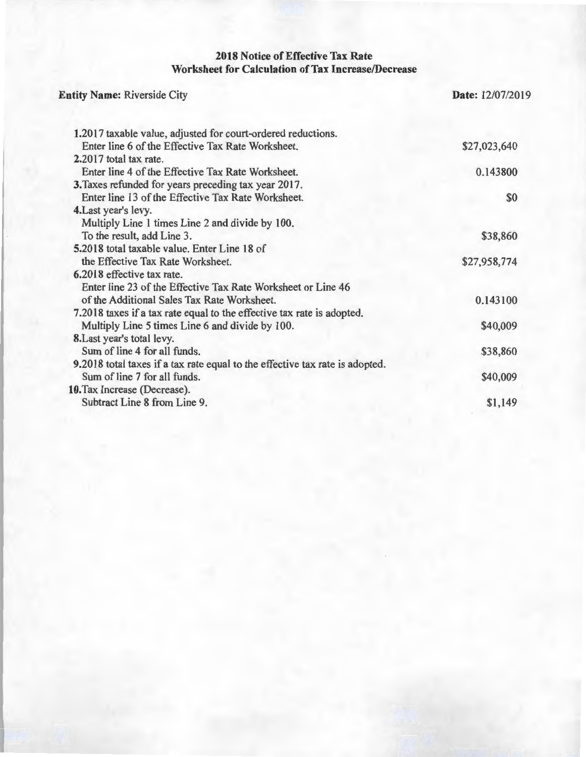**2018 Notice of Effective Tax Rate**
**Worksheet for Calculation of Tax Increase/Decrease**

**Entity Name:** Riverside City

**Date:** 12/07/2019

| | |
|---|---|
| **1.** 2017 taxable value, adjusted for court-ordered reductions. Enter line 6 of the Effective Tax Rate Worksheet. | $27,023,640 |
| **2.** 2017 total tax rate. Enter line 4 of the Effective Tax Rate Worksheet. | 0.143800 |
| **3.** Taxes refunded for years preceding tax year 2017. Enter line 13 of the Effective Tax Rate Worksheet. | $0 |
| **4.** Last year's levy. Multiply Line 1 times Line 2 and divide by 100. To the result, add Line 3. | $38,860 |
| **5.** 2018 total taxable value. Enter Line 18 of the Effective Tax Rate Worksheet. | $27,958,774 |
| **6.** 2018 effective tax rate. Enter line 23 of the Effective Tax Rate Worksheet or Line 46 of the Additional Sales Tax Rate Worksheet. | 0.143100 |
| **7.** 2018 taxes if a tax rate equal to the effective tax rate is adopted. Multiply Line 5 times Line 6 and divide by 100. | $40,009 |
| **8.** Last year's total levy. Sum of line 4 for all funds. | $38,860 |
| **9.** 2018 total taxes if a tax rate equal to the effective tax rate is adopted. Sum of line 7 for all funds. | $40,009 |
| **10.** Tax Increase (Decrease). Subtract Line 8 from Line 9. | $1,149 |